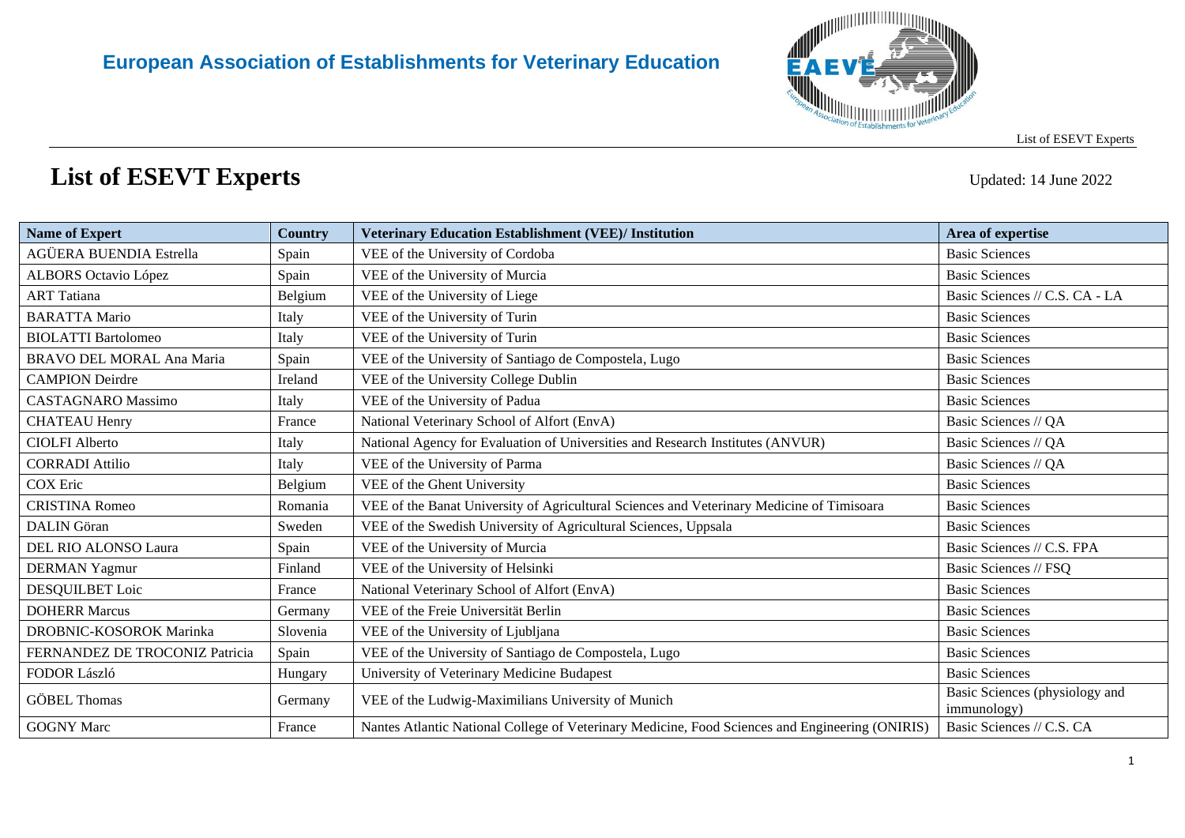**European Association of Establishments for Veterinary Education**

# List of ESEVT Experts

Updated: 14 June 2022

| Name of Expert | Country | Veterinary Education Establishment (VEE)/ Institution | Area of expertise |
|---|---|---|---|
| AGÜERA BUENDIA Estrella | Spain | VEE of the University of Cordoba | Basic Sciences |
| ALBORS Octavio López | Spain | VEE of the University of Murcia | Basic Sciences |
| ART Tatiana | Belgium | VEE of the University of Liege | Basic Sciences // C.S. CA - LA |
| BARATTA Mario | Italy | VEE of the University of Turin | Basic Sciences |
| BIOLATTI Bartolomeo | Italy | VEE of the University of Turin | Basic Sciences |
| BRAVO DEL MORAL Ana Maria | Spain | VEE of the University of Santiago de Compostela, Lugo | Basic Sciences |
| CAMPION Deirdre | Ireland | VEE of the University College Dublin | Basic Sciences |
| CASTAGNARO Massimo | Italy | VEE of the University of Padua | Basic Sciences |
| CHATEAU Henry | France | National Veterinary School of Alfort (EnvA) | Basic Sciences // QA |
| CIOLFI Alberto | Italy | National Agency for Evaluation of Universities and Research Institutes (ANVUR) | Basic Sciences // QA |
| CORRADI Attilio | Italy | VEE of the University of Parma | Basic Sciences // QA |
| COX Eric | Belgium | VEE of the Ghent University | Basic Sciences |
| CRISTINA Romeo | Romania | VEE of the Banat University of Agricultural Sciences and Veterinary Medicine of Timisoara | Basic Sciences |
| DALIN Göran | Sweden | VEE of the Swedish University of Agricultural Sciences, Uppsala | Basic Sciences |
| DEL RIO ALONSO Laura | Spain | VEE of the University of Murcia | Basic Sciences // C.S. FPA |
| DERMAN Yagmur | Finland | VEE of the University of Helsinki | Basic Sciences // FSQ |
| DESQUILBET Loic | France | National Veterinary School of Alfort (EnvA) | Basic Sciences |
| DOHERR Marcus | Germany | VEE of the Freie Universität Berlin | Basic Sciences |
| DROBNIC-KOSOROK Marinka | Slovenia | VEE of the University of Ljubljana | Basic Sciences |
| FERNANDEZ DE TROCONIZ Patricia | Spain | VEE of the University of Santiago de Compostela, Lugo | Basic Sciences |
| FODOR László | Hungary | University of Veterinary Medicine Budapest | Basic Sciences |
| GÖBEL Thomas | Germany | VEE of the Ludwig-Maximilians University of Munich | Basic Sciences (physiology and immunology) |
| GOGNY Marc | France | Nantes Atlantic National College of Veterinary Medicine, Food Sciences and Engineering (ONIRIS) | Basic Sciences // C.S. CA |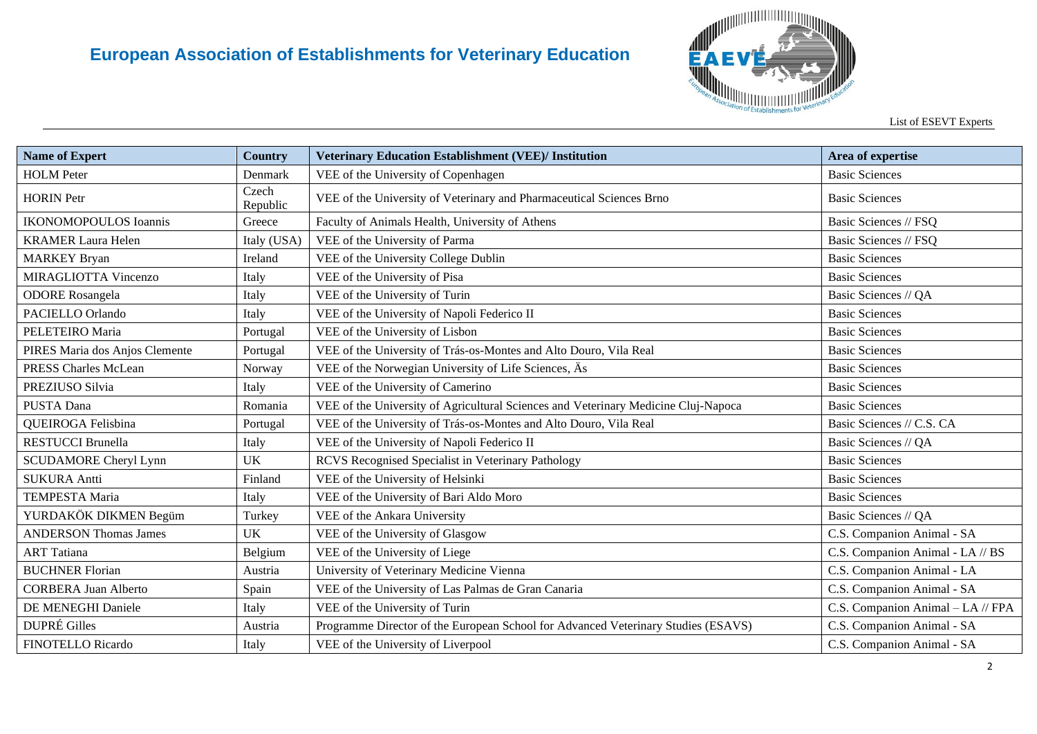# European Association of Establishments for Veterinary Education

List of ESEVT Experts

| Name of Expert | Country | Veterinary Education Establishment (VEE)/ Institution | Area of expertise |
|---|---|---|---|
| HOLM Peter | Denmark | VEE of the University of Copenhagen | Basic Sciences |
| HORIN Petr | Czech Republic | VEE of the University of Veterinary and Pharmaceutical Sciences Brno | Basic Sciences |
| IKONOMOPOULOS Ioannis | Greece | Faculty of Animals Health, University of Athens | Basic Sciences // FSQ |
| KRAMER Laura Helen | Italy (USA) | VEE of the University of Parma | Basic Sciences // FSQ |
| MARKEY Bryan | Ireland | VEE of the University College Dublin | Basic Sciences |
| MIRAGLIOTTA Vincenzo | Italy | VEE of the University of Pisa | Basic Sciences |
| ODORE Rosangela | Italy | VEE of the University of Turin | Basic Sciences // QA |
| PACIELLO Orlando | Italy | VEE of the University of Napoli Federico II | Basic Sciences |
| PELETEIRO Maria | Portugal | VEE of the University of Lisbon | Basic Sciences |
| PIRES Maria dos Anjos Clemente | Portugal | VEE of the University of Trás-os-Montes and Alto Douro, Vila Real | Basic Sciences |
| PRESS Charles McLean | Norway | VEE of the Norwegian University of Life Sciences, Äs | Basic Sciences |
| PREZIUSO Silvia | Italy | VEE of the University of Camerino | Basic Sciences |
| PUSTA Dana | Romania | VEE of the University of Agricultural Sciences and Veterinary Medicine Cluj-Napoca | Basic Sciences |
| QUEIROGA Felisbina | Portugal | VEE of the University of Trás-os-Montes and Alto Douro, Vila Real | Basic Sciences // C.S. CA |
| RESTUCCI Brunella | Italy | VEE of the University of Napoli Federico II | Basic Sciences // QA |
| SCUDAMORE Cheryl Lynn | UK | RCVS Recognised Specialist in Veterinary Pathology | Basic Sciences |
| SUKURA Antti | Finland | VEE of the University of Helsinki | Basic Sciences |
| TEMPESTA Maria | Italy | VEE of the University of Bari Aldo Moro | Basic Sciences |
| YURDAKÖK DIKMEN Begüm | Turkey | VEE of the Ankara University | Basic Sciences // QA |
| ANDERSON Thomas James | UK | VEE of the University of Glasgow | C.S. Companion Animal - SA |
| ART Tatiana | Belgium | VEE of the University of Liege | C.S. Companion Animal - LA // BS |
| BUCHNER Florian | Austria | University of Veterinary Medicine Vienna | C.S. Companion Animal - LA |
| CORBERA Juan Alberto | Spain | VEE of the University of Las Palmas de Gran Canaria | C.S. Companion Animal - SA |
| DE MENEGHI Daniele | Italy | VEE of the University of Turin | C.S. Companion Animal – LA // FPA |
| DUPRÉ Gilles | Austria | Programme Director of the European School for Advanced Veterinary Studies (ESAVS) | C.S. Companion Animal - SA |
| FINOTELLO Ricardo | Italy | VEE of the University of Liverpool | C.S. Companion Animal - SA |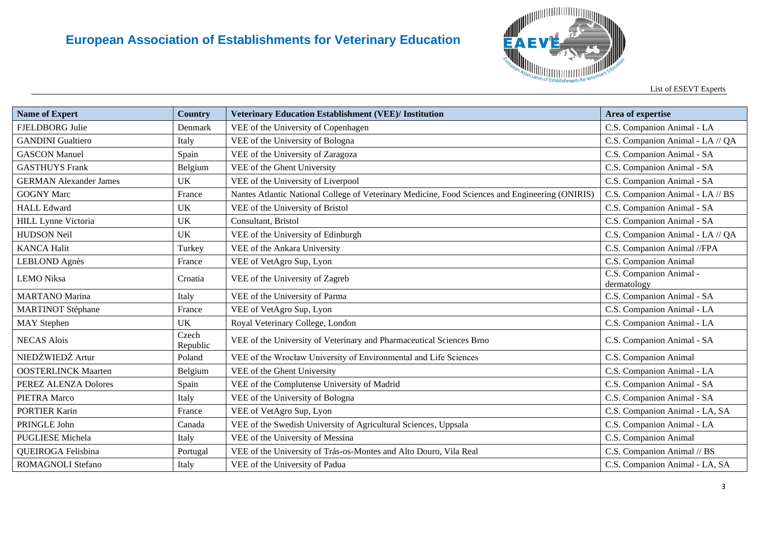| Name of Expert | Country | Veterinary Education Establishment (VEE)/ Institution | Area of expertise |
|---|---|---|---|
| FJELDBORG Julie | Denmark | VEE of the University of Copenhagen | C.S. Companion Animal - LA |
| GANDINI Gualtiero | Italy | VEE of the University of Bologna | C.S. Companion Animal - LA // QA |
| GASCON Manuel | Spain | VEE of the University of Zaragoza | C.S. Companion Animal - SA |
| GASTHUYS Frank | Belgium | VEE of the Ghent University | C.S. Companion Animal - SA |
| GERMAN Alexander James | UK | VEE of the University of Liverpool | C.S. Companion Animal - SA |
| GOGNY Marc | France | Nantes Atlantic National College of Veterinary Medicine, Food Sciences and Engineering (ONIRIS) | C.S. Companion Animal - LA // BS |
| HALL Edward | UK | VEE of the University of Bristol | C.S. Companion Animal - SA |
| HILL Lynne Victoria | UK | Consultant, Bristol | C.S. Companion Animal - SA |
| HUDSON Neil | UK | VEE of the University of Edinburgh | C.S. Companion Animal - LA // QA |
| KANCA Halit | Turkey | VEE of the Ankara University | C.S. Companion Animal //FPA |
| LEBLOND Agnès | France | VEE of VetAgro Sup, Lyon | C.S. Companion Animal |
| LEMO Niksa | Croatia | VEE of the University of Zagreb | C.S. Companion Animal - dermatology |
| MARTANO Marina | Italy | VEE of the University of Parma | C.S. Companion Animal - SA |
| MARTINOT Stéphane | France | VEE of VetAgro Sup, Lyon | C.S. Companion Animal - LA |
| MAY Stephen | UK | Royal Veterinary College, London | C.S. Companion Animal - LA |
| NECAS Alois | Czech Republic | VEE of the University of Veterinary and Pharmaceutical Sciences Brno | C.S. Companion Animal - SA |
| NIEDŹWIEDŹ Artur | Poland | VEE of the Wrocław University of Environmental and Life Sciences | C.S. Companion Animal |
| OOSTERLINCK Maarten | Belgium | VEE of the Ghent University | C.S. Companion Animal - LA |
| PEREZ ALENZA Dolores | Spain | VEE of the Complutense University of Madrid | C.S. Companion Animal - SA |
| PIETRA Marco | Italy | VEE of the University of Bologna | C.S. Companion Animal - SA |
| PORTIER Karin | France | VEE of VetAgro Sup, Lyon | C.S. Companion Animal - LA, SA |
| PRINGLE John | Canada | VEE of the Swedish University of Agricultural Sciences, Uppsala | C.S. Companion Animal - LA |
| PUGLIESE Michela | Italy | VEE of the University of Messina | C.S. Companion Animal |
| QUEIROGA Felisbina | Portugal | VEE of the University of Trás-os-Montes and Alto Douro, Vila Real | C.S. Companion Animal // BS |
| ROMAGNOLI Stefano | Italy | VEE of the University of Padua | C.S. Companion Animal - LA, SA |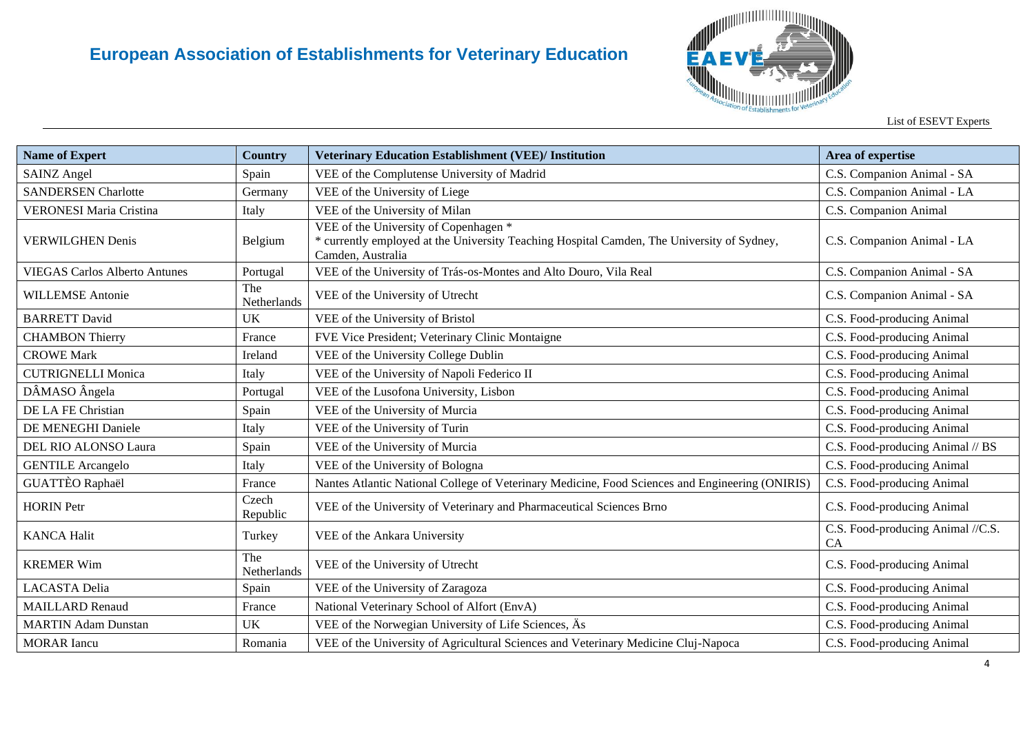| Name of Expert | Country | Veterinary Education Establishment (VEE)/ Institution | Area of expertise |
|---|---|---|---|
| SAINZ Angel | Spain | VEE of the Complutense University of Madrid | C.S. Companion Animal - SA |
| SANDERSEN Charlotte | Germany | VEE of the University of Liege | C.S. Companion Animal - LA |
| VERONESI Maria Cristina | Italy | VEE of the University of Milan | C.S. Companion Animal |
| VERWILGHEN Denis | Belgium | VEE of the University of Copenhagen * <br>* currently employed at the University Teaching Hospital Camden, The University of Sydney, Camden, Australia | C.S. Companion Animal - LA |
| VIEGAS Carlos Alberto Antunes | Portugal | VEE of the University of Trás-os-Montes and Alto Douro, Vila Real | C.S. Companion Animal - SA |
| WILLEMSE Antonie | The Netherlands | VEE of the University of Utrecht | C.S. Companion Animal - SA |
| BARRETT David | UK | VEE of the University of Bristol | C.S. Food-producing Animal |
| CHAMBON Thierry | France | FVE Vice President; Veterinary Clinic Montaigne | C.S. Food-producing Animal |
| CROWE Mark | Ireland | VEE of the University College Dublin | C.S. Food-producing Animal |
| CUTRIGNELLI Monica | Italy | VEE of the University of Napoli Federico II | C.S. Food-producing Animal |
| DÂMASO Ângela | Portugal | VEE of the Lusofona University, Lisbon | C.S. Food-producing Animal |
| DE LA FE Christian | Spain | VEE of the University of Murcia | C.S. Food-producing Animal |
| DE MENEGHI Daniele | Italy | VEE of the University of Turin | C.S. Food-producing Animal |
| DEL RIO ALONSO Laura | Spain | VEE of the University of Murcia | C.S. Food-producing Animal // BS |
| GENTILE Arcangelo | Italy | VEE of the University of Bologna | C.S. Food-producing Animal |
| GUATTÈO Raphaël | France | Nantes Atlantic National College of Veterinary Medicine, Food Sciences and Engineering (ONIRIS) | C.S. Food-producing Animal |
| HORIN Petr | Czech Republic | VEE of the University of Veterinary and Pharmaceutical Sciences Brno | C.S. Food-producing Animal |
| KANCA Halit | Turkey | VEE of the Ankara University | C.S. Food-producing Animal //C.S. CA |
| KREMER Wim | The Netherlands | VEE of the University of Utrecht | C.S. Food-producing Animal |
| LACASTA Delia | Spain | VEE of the University of Zaragoza | C.S. Food-producing Animal |
| MAILLARD Renaud | France | National Veterinary School of Alfort (EnvA) | C.S. Food-producing Animal |
| MARTIN Adam Dunstan | UK | VEE of the Norwegian University of Life Sciences, Äs | C.S. Food-producing Animal |
| MORAR Iancu | Romania | VEE of the University of Agricultural Sciences and Veterinary Medicine Cluj-Napoca | C.S. Food-producing Animal |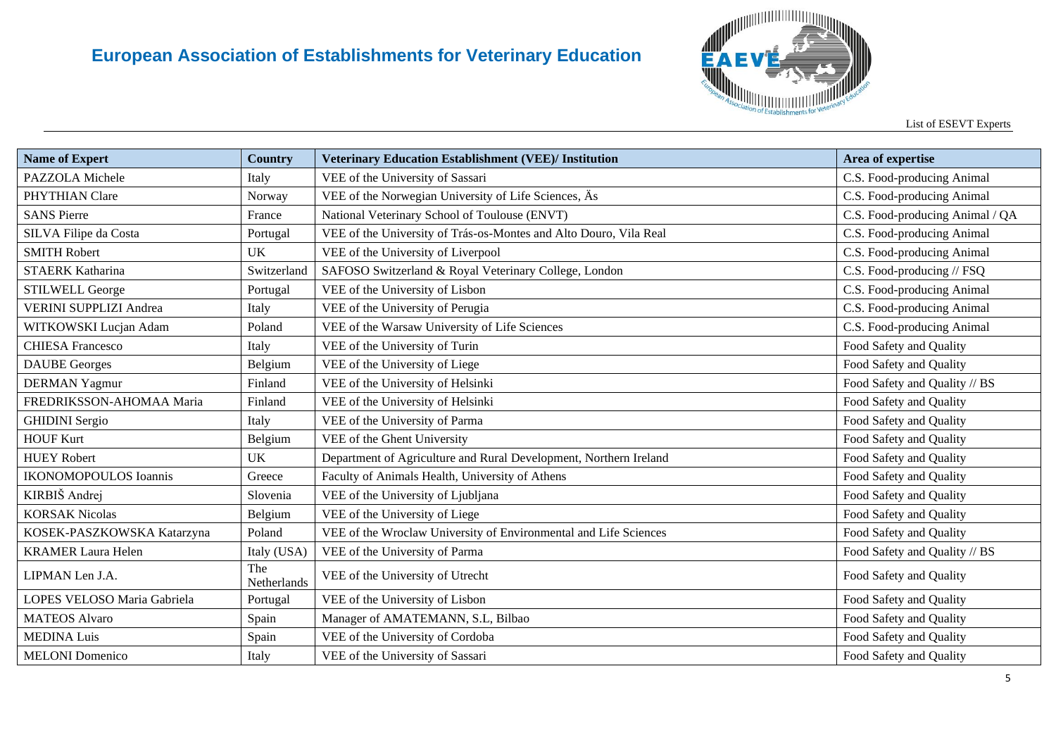| Name of Expert | Country | Veterinary Education Establishment (VEE)/ Institution | Area of expertise |
|---|---|---|---|
| PAZZOLA Michele | Italy | VEE of the University of Sassari | C.S. Food-producing Animal |
| PHYTHIAN Clare | Norway | VEE of the Norwegian University of Life Sciences, Äs | C.S. Food-producing Animal |
| SANS Pierre | France | National Veterinary School of Toulouse (ENVT) | C.S. Food-producing Animal / QA |
| SILVA Filipe da Costa | Portugal | VEE of the University of Trás-os-Montes and Alto Douro, Vila Real | C.S. Food-producing Animal |
| SMITH Robert | UK | VEE of the University of Liverpool | C.S. Food-producing Animal |
| STAERK Katharina | Switzerland | SAFOSO Switzerland & Royal Veterinary College, London | C.S. Food-producing // FSQ |
| STILWELL George | Portugal | VEE of the University of Lisbon | C.S. Food-producing Animal |
| VERINI SUPPLIZI Andrea | Italy | VEE of the University of Perugia | C.S. Food-producing Animal |
| WITKOWSKI Lucjan Adam | Poland | VEE of the Warsaw University of Life Sciences | C.S. Food-producing Animal |
| CHIESA Francesco | Italy | VEE of the University of Turin | Food Safety and Quality |
| DAUBE Georges | Belgium | VEE of the University of Liege | Food Safety and Quality |
| DERMAN Yagmur | Finland | VEE of the University of Helsinki | Food Safety and Quality // BS |
| FREDRIKSSON-AHOMAA Maria | Finland | VEE of the University of Helsinki | Food Safety and Quality |
| GHIDINI Sergio | Italy | VEE of the University of Parma | Food Safety and Quality |
| HOUF Kurt | Belgium | VEE of the Ghent University | Food Safety and Quality |
| HUEY Robert | UK | Department of Agriculture and Rural Development, Northern Ireland | Food Safety and Quality |
| IKONOMOPOULOS Ioannis | Greece | Faculty of Animals Health, University of Athens | Food Safety and Quality |
| KIRBIŠ Andrej | Slovenia | VEE of the University of Ljubljana | Food Safety and Quality |
| KORSAK Nicolas | Belgium | VEE of the University of Liege | Food Safety and Quality |
| KOSEK-PASZKOWSKA Katarzyna | Poland | VEE of the Wroclaw University of Environmental and Life Sciences | Food Safety and Quality |
| KRAMER Laura Helen | Italy (USA) | VEE of the University of Parma | Food Safety and Quality // BS |
| LIPMAN Len J.A. | The Netherlands | VEE of the University of Utrecht | Food Safety and Quality |
| LOPES VELOSO Maria Gabriela | Portugal | VEE of the University of Lisbon | Food Safety and Quality |
| MATEOS Alvaro | Spain | Manager of AMATEMANN, S.L, Bilbao | Food Safety and Quality |
| MEDINA Luis | Spain | VEE of the University of Cordoba | Food Safety and Quality |
| MELONI Domenico | Italy | VEE of the University of Sassari | Food Safety and Quality |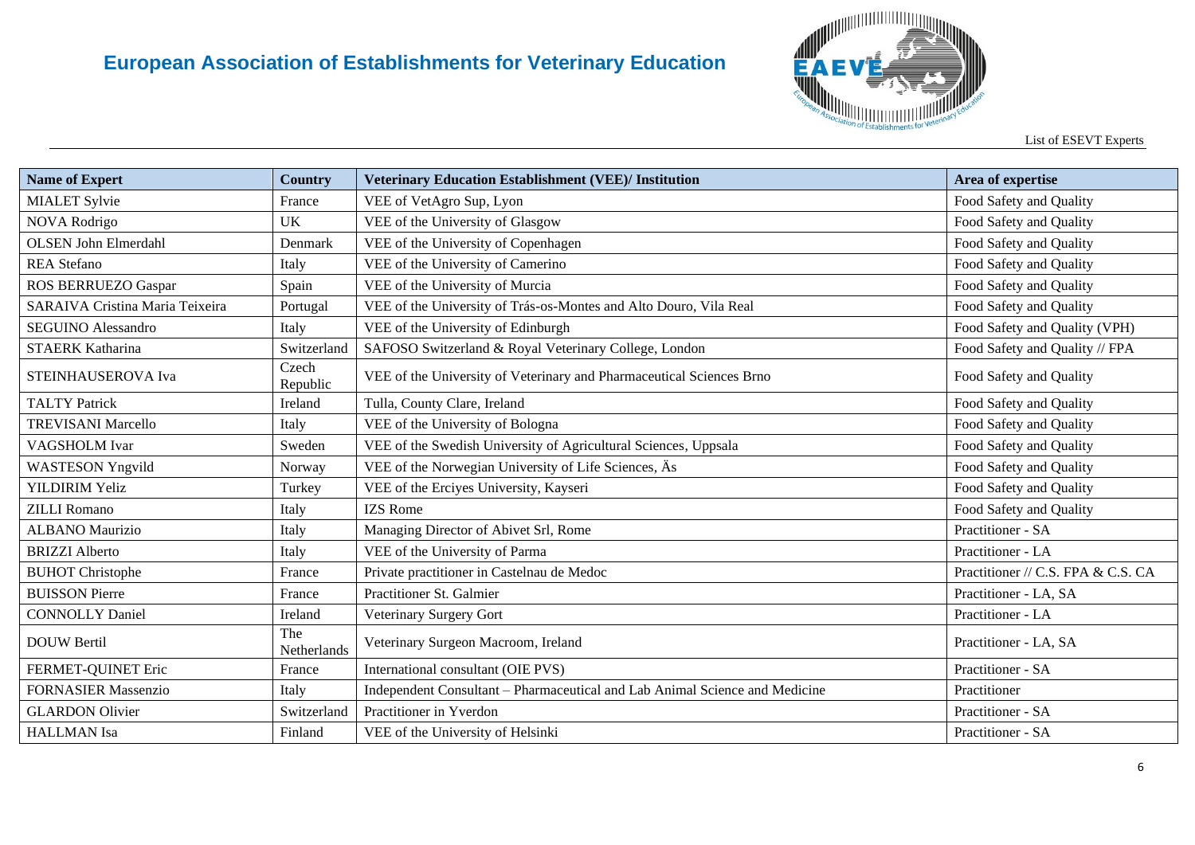| Name of Expert | Country | Veterinary Education Establishment (VEE)/ Institution | Area of expertise |
|---|---|---|---|
| MIALET Sylvie | France | VEE of VetAgro Sup, Lyon | Food Safety and Quality |
| NOVA Rodrigo | UK | VEE of the University of Glasgow | Food Safety and Quality |
| OLSEN John Elmerdahl | Denmark | VEE of the University of Copenhagen | Food Safety and Quality |
| REA Stefano | Italy | VEE of the University of Camerino | Food Safety and Quality |
| ROS BERRUEZO Gaspar | Spain | VEE of the University of Murcia | Food Safety and Quality |
| SARAIVA Cristina Maria Teixeira | Portugal | VEE of the University of Trás-os-Montes and Alto Douro, Vila Real | Food Safety and Quality |
| SEGUINO Alessandro | Italy | VEE of the University of Edinburgh | Food Safety and Quality (VPH) |
| STAERK Katharina | Switzerland | SAFOSO Switzerland & Royal Veterinary College, London | Food Safety and Quality // FPA |
| STEINHAUSEROVA Iva | Czech Republic | VEE of the University of Veterinary and Pharmaceutical Sciences Brno | Food Safety and Quality |
| TALTY Patrick | Ireland | Tulla, County Clare, Ireland | Food Safety and Quality |
| TREVISANI Marcello | Italy | VEE of the University of Bologna | Food Safety and Quality |
| VAGSHOLM Ivar | Sweden | VEE of the Swedish University of Agricultural Sciences, Uppsala | Food Safety and Quality |
| WASTESON Yngvild | Norway | VEE of the Norwegian University of Life Sciences, Äs | Food Safety and Quality |
| YILDIRIM Yeliz | Turkey | VEE of the Erciyes University, Kayseri | Food Safety and Quality |
| ZILLI Romano | Italy | IZS Rome | Food Safety and Quality |
| ALBANO Maurizio | Italy | Managing Director of Abivet Srl, Rome | Practitioner - SA |
| BRIZZI Alberto | Italy | VEE of the University of Parma | Practitioner - LA |
| BUHOT Christophe | France | Private practitioner in Castelnau de Medoc | Practitioner // C.S. FPA & C.S. CA |
| BUISSON Pierre | France | Practitioner St. Galmier | Practitioner - LA, SA |
| CONNOLLY Daniel | Ireland | Veterinary Surgery Gort | Practitioner - LA |
| DOUW Bertil | The Netherlands | Veterinary Surgeon Macroom, Ireland | Practitioner - LA, SA |
| FERMET-QUINET Eric | France | International consultant (OIE PVS) | Practitioner - SA |
| FORNASIER Massenzio | Italy | Independent Consultant – Pharmaceutical and Lab Animal Science and Medicine | Practitioner |
| GLARDON Olivier | Switzerland | Practitioner in Yverdon | Practitioner - SA |
| HALLMAN Isa | Finland | VEE of the University of Helsinki | Practitioner - SA |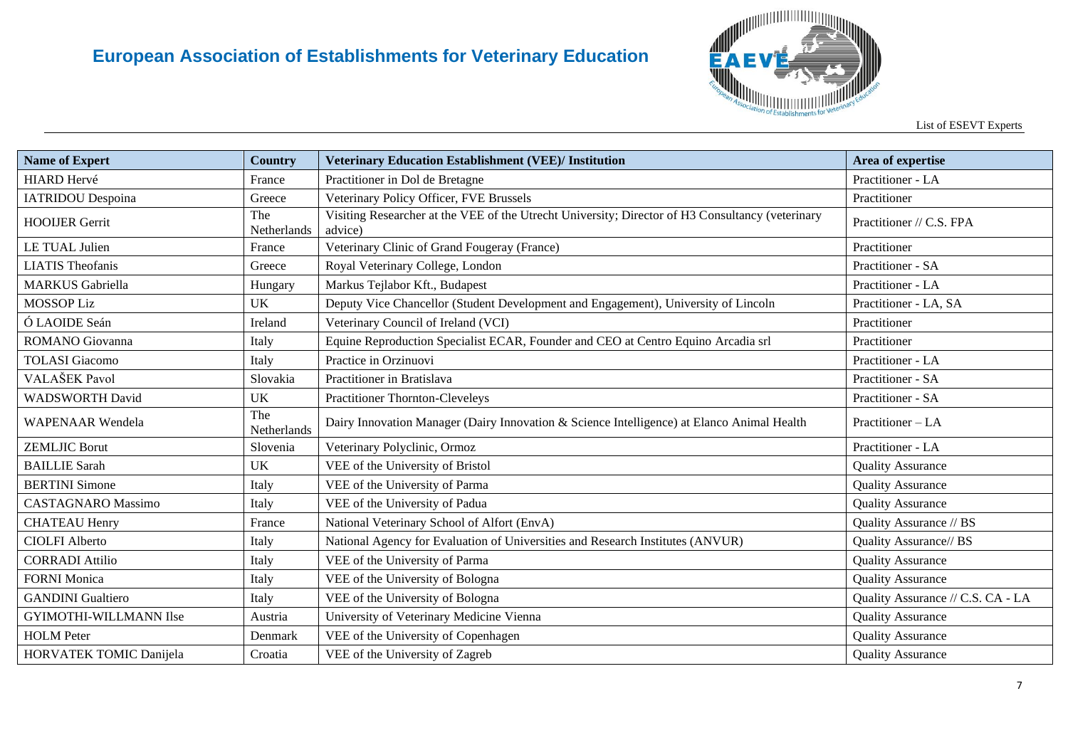| Name of Expert | Country | Veterinary Education Establishment (VEE)/ Institution | Area of expertise |
|---|---|---|---|
| HIARD Hervé | France | Practitioner in Dol de Bretagne | Practitioner - LA |
| IATRIDOU Despoina | Greece | Veterinary Policy Officer, FVE Brussels | Practitioner |
| HOOIJER Gerrit | The Netherlands | Visiting Researcher at the VEE of the Utrecht University; Director of H3 Consultancy (veterinary advice) | Practitioner // C.S. FPA |
| LE TUAL Julien | France | Veterinary Clinic of Grand Fougeray (France) | Practitioner |
| LIATIS Theofanis | Greece | Royal Veterinary College, London | Practitioner - SA |
| MARKUS Gabriella | Hungary | Markus Tejlabor Kft., Budapest | Practitioner - LA |
| MOSSOP Liz | UK | Deputy Vice Chancellor (Student Development and Engagement), University of Lincoln | Practitioner - LA, SA |
| Ó LAOIDE Seán | Ireland | Veterinary Council of Ireland (VCI) | Practitioner |
| ROMANO Giovanna | Italy | Equine Reproduction Specialist ECAR, Founder and CEO at Centro Equino Arcadia srl | Practitioner |
| TOLASI Giacomo | Italy | Practice in Orzinuovi | Practitioner - LA |
| VALAŠEK Pavol | Slovakia | Practitioner in Bratislava | Practitioner - SA |
| WADSWORTH David | UK | Practitioner Thornton-Cleveleys | Practitioner - SA |
| WAPENAAR Wendela | The Netherlands | Dairy Innovation Manager (Dairy Innovation & Science Intelligence) at Elanco Animal Health | Practitioner – LA |
| ZEMLJIC Borut | Slovenia | Veterinary Polyclinic, Ormoz | Practitioner - LA |
| BAILLIE Sarah | UK | VEE of the University of Bristol | Quality Assurance |
| BERTINI Simone | Italy | VEE of the University of Parma | Quality Assurance |
| CASTAGNARO Massimo | Italy | VEE of the University of Padua | Quality Assurance |
| CHATEAU Henry | France | National Veterinary School of Alfort (EnvA) | Quality Assurance // BS |
| CIOLFI Alberto | Italy | National Agency for Evaluation of Universities and Research Institutes (ANVUR) | Quality Assurance// BS |
| CORRADI Attilio | Italy | VEE of the University of Parma | Quality Assurance |
| FORNI Monica | Italy | VEE of the University of Bologna | Quality Assurance |
| GANDINI Gualtiero | Italy | VEE of the University of Bologna | Quality Assurance // C.S. CA - LA |
| GYIMOTHI-WILLMANN Ilse | Austria | University of Veterinary Medicine Vienna | Quality Assurance |
| HOLM Peter | Denmark | VEE of the University of Copenhagen | Quality Assurance |
| HORVATEK TOMIC Danijela | Croatia | VEE of the University of Zagreb | Quality Assurance |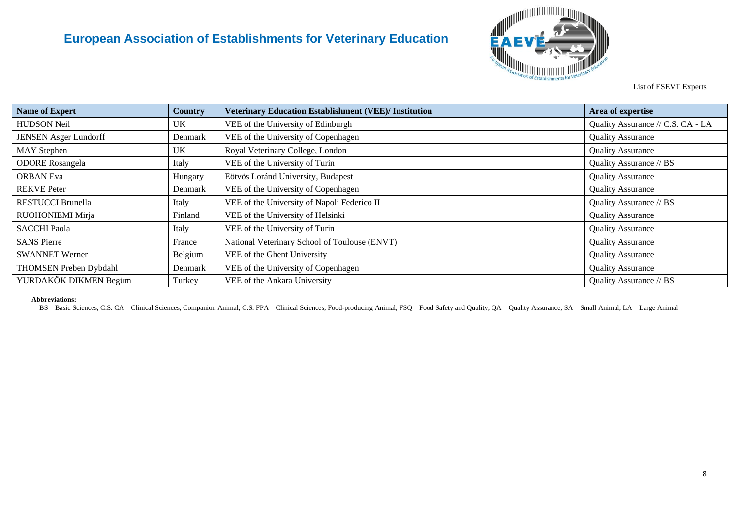| Name of Expert | Country | Veterinary Education Establishment (VEE)/ Institution | Area of expertise |
|---|---|---|---|
| HUDSON Neil | UK | VEE of the University of Edinburgh | Quality Assurance // C.S. CA - LA |
| JENSEN Asger Lundorff | Denmark | VEE of the University of Copenhagen | Quality Assurance |
| MAY Stephen | UK | Royal Veterinary College, London | Quality Assurance |
| ODORE Rosangela | Italy | VEE of the University of Turin | Quality Assurance // BS |
| ORBAN Eva | Hungary | Eötvös Loránd University, Budapest | Quality Assurance |
| REKVE Peter | Denmark | VEE of the University of Copenhagen | Quality Assurance |
| RESTUCCI Brunella | Italy | VEE of the University of Napoli Federico II | Quality Assurance // BS |
| RUOHONIEMI Mirja | Finland | VEE of the University of Helsinki | Quality Assurance |
| SACCHI Paola | Italy | VEE of the University of Turin | Quality Assurance |
| SANS Pierre | France | National Veterinary School of Toulouse (ENVT) | Quality Assurance |
| SWANNET Werner | Belgium | VEE of the Ghent University | Quality Assurance |
| THOMSEN Preben Dybdahl | Denmark | VEE of the University of Copenhagen | Quality Assurance |
| YURDAKÖK DIKMEN Begüm | Turkey | VEE of the Ankara University | Quality Assurance // BS |

**Abbreviations:**

BS – Basic Sciences, C.S. CA – Clinical Sciences, Companion Animal, C.S. FPA – Clinical Sciences, Food-producing Animal, FSQ – Food Safety and Quality, QA – Quality Assurance, SA – Small Animal, LA – Large Animal